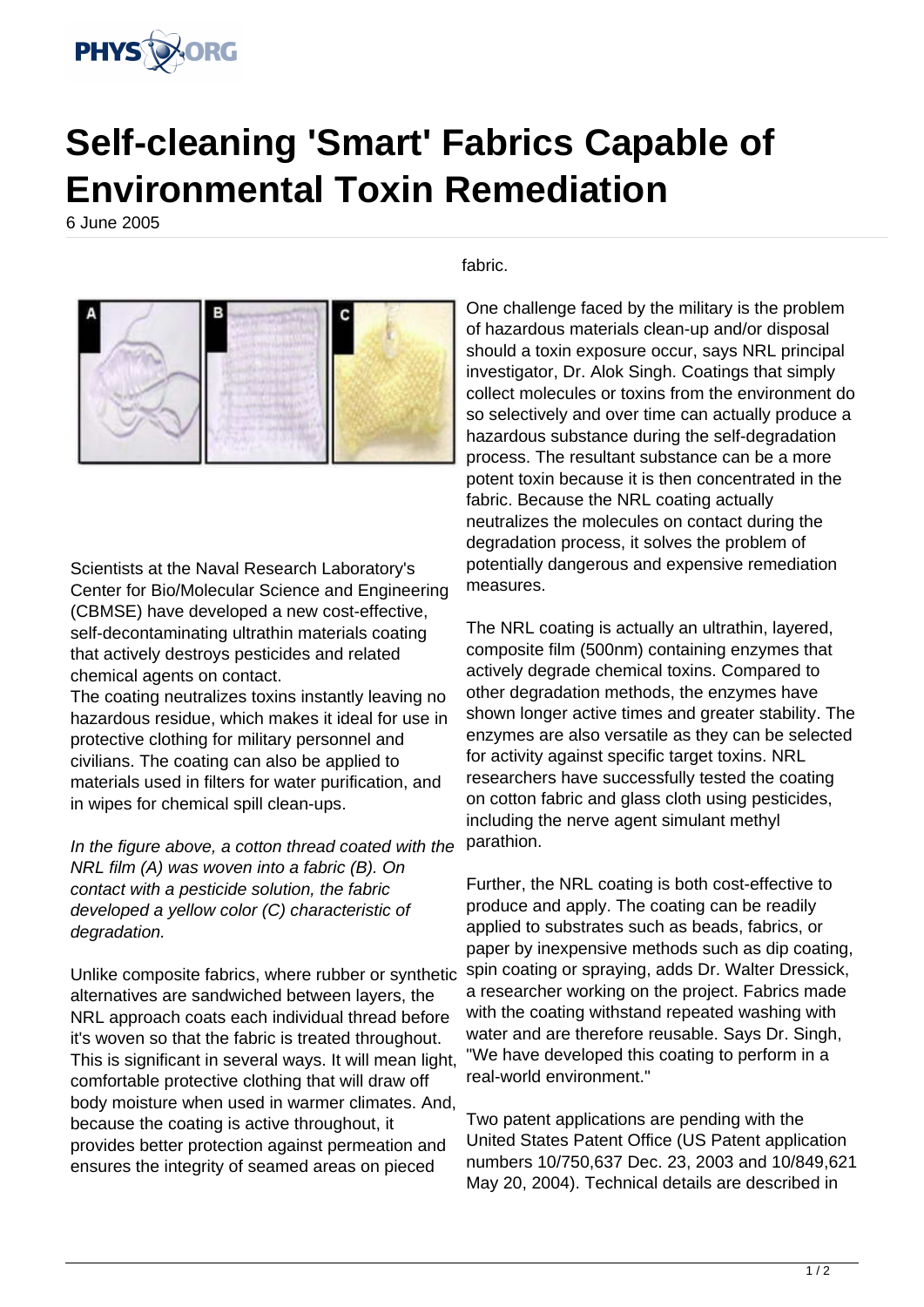# Self-cleaning 'Smart' Fabrics Capable of Environmental Toxin Remediation

6 June 2005

Scientists at the Naval Research Laboratory's Center for Bio/Molecular Science and Engineering (CBMSE) have developed a new cost-effective, self-decontaminating ultrathin materials coating that actively destroys pesticides and related chemical agents on contact.

The coating neutralizes toxins instantly leaving no hazardous residue, which makes it ideal for use in protective clothing for military personnel and civilians. The coating can also be applied to materials used in filters for water purification, and in wipes for chemical spill clean-ups.

*In the figure above, a cotton thread coated with the NRL film (A) was woven into a fabric (B). On contact with a pesticide solution, the fabric developed a yellow color (C) characteristic of degradation.*

Unlike composite fabrics, where rubber or synthetic alternatives are sandwiched between layers, the NRL approach coats each individual thread before it's woven so that the fabric is treated throughout. This is significant in several ways. It will mean light, comfortable protective clothing that will draw off body moisture when used in warmer climates. And, because the coating is active throughout, it provides better protection against permeation and ensures the integrity of seamed areas on pieced fabric.

One challenge faced by the military is the problem of hazardous materials clean-up and/or disposal should a toxin exposure occur, says NRL principal investigator, Dr. Alok Singh. Coatings that simply collect molecules or toxins from the environment do so selectively and over time can actually produce a hazardous substance during the self-degradation process. The resultant substance can be a more potent toxin because it is then concentrated in the fabric. Because the NRL coating actually neutralizes the molecules on contact during the degradation process, it solves the problem of potentially dangerous and expensive remediation measures.

The NRL coating is actually an ultrathin, layered, composite film (500nm) containing enzymes that actively degrade chemical toxins. Compared to other degradation methods, the enzymes have shown longer active times and greater stability. The enzymes are also versatile as they can be selected for activity against specific target toxins. NRL researchers have successfully tested the coating on cotton fabric and glass cloth using pesticides, including the nerve agent simulant methyl parathion.

Further, the NRL coating is both cost-effective to produce and apply. The coating can be readily applied to substrates such as beads, fabrics, or paper by inexpensive methods such as dip coating, spin coating or spraying, adds Dr. Walter Dressick, a researcher working on the project. Fabrics made with the coating withstand repeated washing with water and are therefore reusable. Says Dr. Singh, "We have developed this coating to perform in a real-world environment."

Two patent applications are pending with the United States Patent Office (US Patent application numbers 10/750,637 Dec. 23, 2003 and 10/849,621 May 20, 2004). Technical details are described in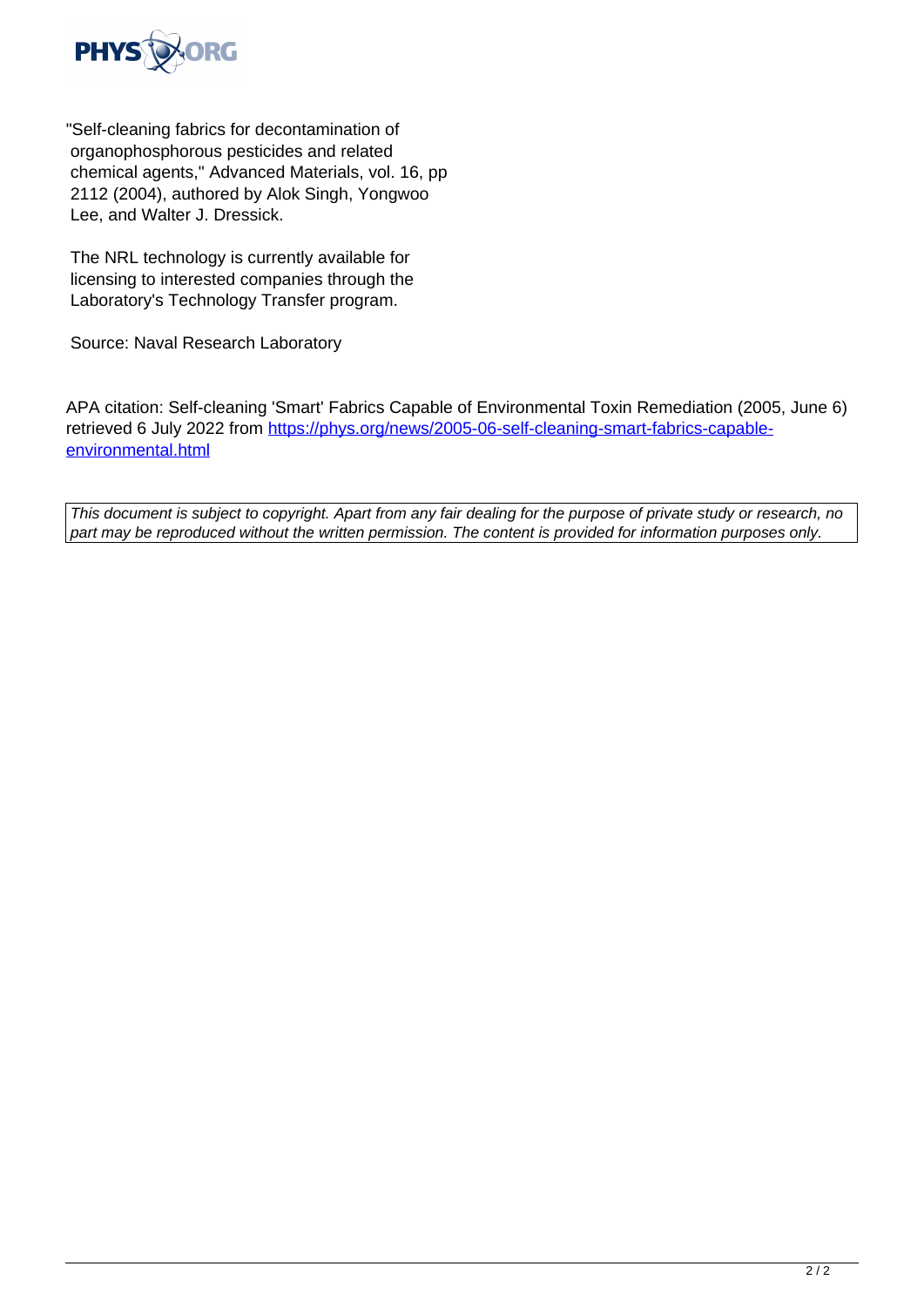"Self-cleaning fabrics for decontamination of organophosphorous pesticides and related chemical agents," Advanced Materials, vol. 16, pp 2112 (2004), authored by Alok Singh, Yongwoo Lee, and Walter J. Dressick.

The NRL technology is currently available for licensing to interested companies through the Laboratory's Technology Transfer program.

Source: Naval Research Laboratory

APA citation: Self-cleaning 'Smart' Fabrics Capable of Environmental Toxin Remediation (2005, June 6) retrieved 6 July 2022 from https://phys.org/news/2005-06-self-cleaning-smart-fabrics-capable-environmental.html

*This document is subject to copyright. Apart from any fair dealing for the purpose of private study or research, no part may be reproduced without the written permission. The content is provided for information purposes only.*